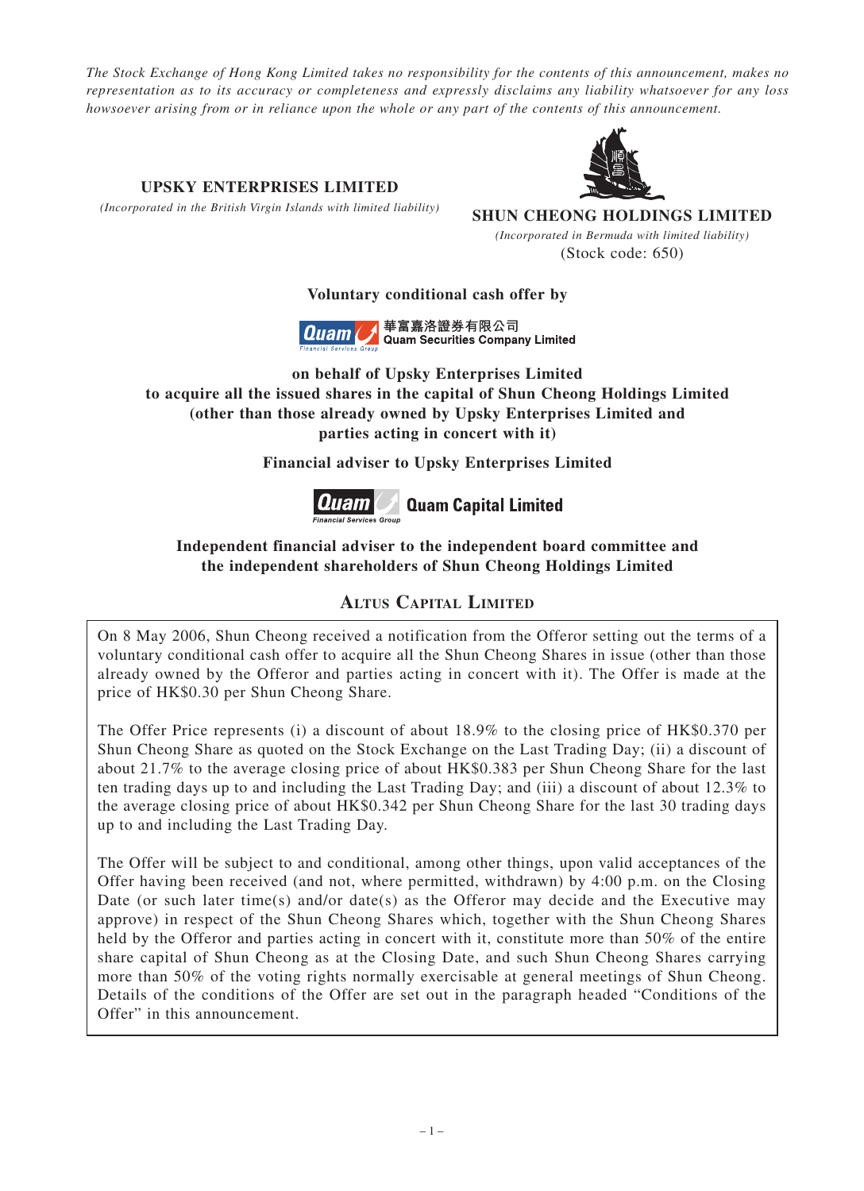*The Stock Exchange of Hong Kong Limited takes no responsibility for the contents of this announcement, makes no representation as to its accuracy or completeness and expressly disclaims any liability whatsoever for any loss howsoever arising from or in reliance upon the whole or any part of the contents of this announcement.*

**UPSKY ENTERPRISES LIMITED**

*(Incorporated in the British Virgin Islands with limited liability)*

**SHUN CHEONG HOLDINGS LIMITED**

*(Incorporated in Bermuda with limited liability)*

(Stock code: 650)

**Voluntary conditional cash offer by**

**華富嘉洛證券有限公司**
**Quam Securities Company Limited**

**on behalf of Upsky Enterprises Limited**
**to acquire all the issued shares in the capital of Shun Cheong Holdings Limited**
**(other than those already owned by Upsky Enterprises Limited and parties acting in concert with it)**

**Financial adviser to Upsky Enterprises Limited**

**Quam Capital Limited**

**Independent financial adviser to the independent board committee and the independent shareholders of Shun Cheong Holdings Limited**

**ALTUS CAPITAL LIMITED**

On 8 May 2006, Shun Cheong received a notification from the Offeror setting out the terms of a voluntary conditional cash offer to acquire all the Shun Cheong Shares in issue (other than those already owned by the Offeror and parties acting in concert with it). The Offer is made at the price of HK$0.30 per Shun Cheong Share.

The Offer Price represents (i) a discount of about 18.9% to the closing price of HK$0.370 per Shun Cheong Share as quoted on the Stock Exchange on the Last Trading Day; (ii) a discount of about 21.7% to the average closing price of about HK$0.383 per Shun Cheong Share for the last ten trading days up to and including the Last Trading Day; and (iii) a discount of about 12.3% to the average closing price of about HK$0.342 per Shun Cheong Share for the last 30 trading days up to and including the Last Trading Day.

The Offer will be subject to and conditional, among other things, upon valid acceptances of the Offer having been received (and not, where permitted, withdrawn) by 4:00 p.m. on the Closing Date (or such later time(s) and/or date(s) as the Offeror may decide and the Executive may approve) in respect of the Shun Cheong Shares which, together with the Shun Cheong Shares held by the Offeror and parties acting in concert with it, constitute more than 50% of the entire share capital of Shun Cheong as at the Closing Date, and such Shun Cheong Shares carrying more than 50% of the voting rights normally exercisable at general meetings of Shun Cheong. Details of the conditions of the Offer are set out in the paragraph headed "Conditions of the Offer" in this announcement.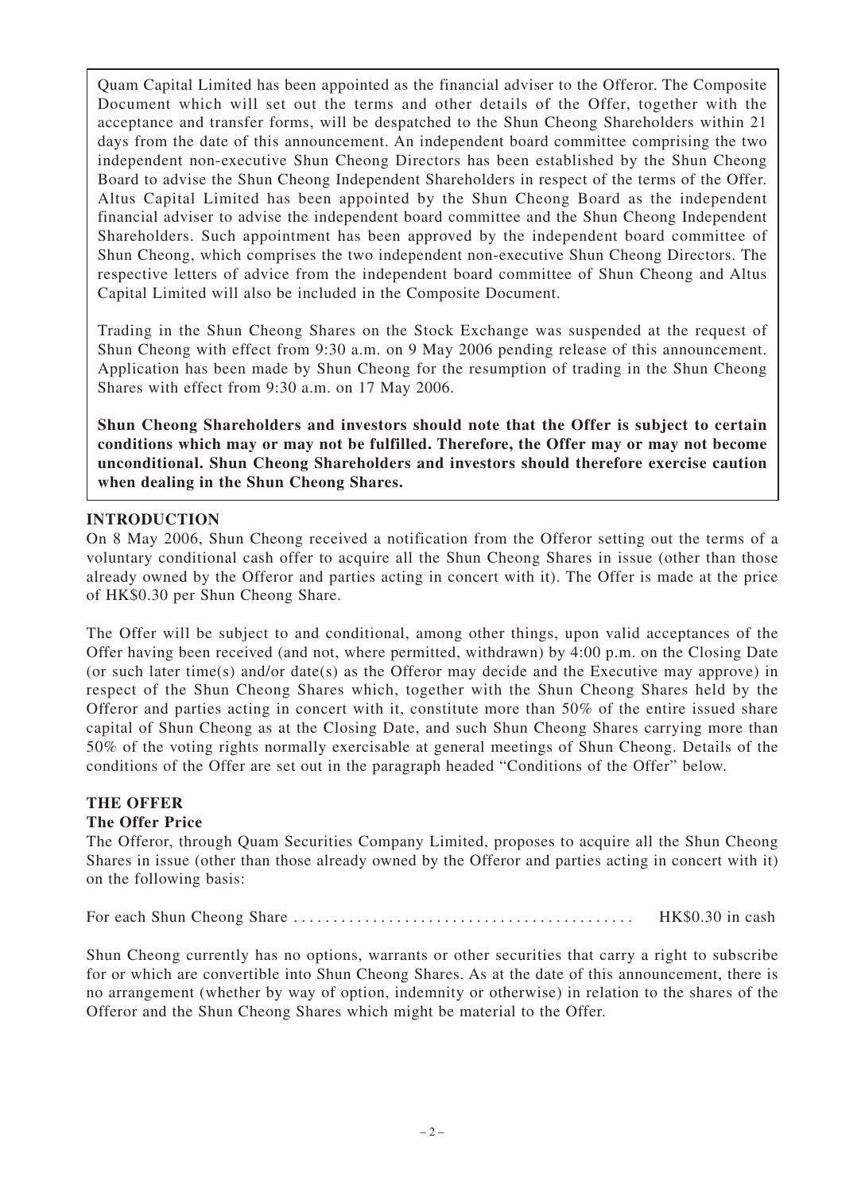Quam Capital Limited has been appointed as the financial adviser to the Offeror. The Composite Document which will set out the terms and other details of the Offer, together with the acceptance and transfer forms, will be despatched to the Shun Cheong Shareholders within 21 days from the date of this announcement. An independent board committee comprising the two independent non-executive Shun Cheong Directors has been established by the Shun Cheong Board to advise the Shun Cheong Independent Shareholders in respect of the terms of the Offer. Altus Capital Limited has been appointed by the Shun Cheong Board as the independent financial adviser to advise the independent board committee and the Shun Cheong Independent Shareholders. Such appointment has been approved by the independent board committee of Shun Cheong, which comprises the two independent non-executive Shun Cheong Directors. The respective letters of advice from the independent board committee of Shun Cheong and Altus Capital Limited will also be included in the Composite Document.

Trading in the Shun Cheong Shares on the Stock Exchange was suspended at the request of Shun Cheong with effect from 9:30 a.m. on 9 May 2006 pending release of this announcement. Application has been made by Shun Cheong for the resumption of trading in the Shun Cheong Shares with effect from 9:30 a.m. on 17 May 2006.

**Shun Cheong Shareholders and investors should note that the Offer is subject to certain conditions which may or may not be fulfilled. Therefore, the Offer may or may not become unconditional. Shun Cheong Shareholders and investors should therefore exercise caution when dealing in the Shun Cheong Shares.**

## INTRODUCTION

On 8 May 2006, Shun Cheong received a notification from the Offeror setting out the terms of a voluntary conditional cash offer to acquire all the Shun Cheong Shares in issue (other than those already owned by the Offeror and parties acting in concert with it). The Offer is made at the price of HK$0.30 per Shun Cheong Share.

The Offer will be subject to and conditional, among other things, upon valid acceptances of the Offer having been received (and not, where permitted, withdrawn) by 4:00 p.m. on the Closing Date (or such later time(s) and/or date(s) as the Offeror may decide and the Executive may approve) in respect of the Shun Cheong Shares which, together with the Shun Cheong Shares held by the Offeror and parties acting in concert with it, constitute more than 50% of the entire issued share capital of Shun Cheong as at the Closing Date, and such Shun Cheong Shares carrying more than 50% of the voting rights normally exercisable at general meetings of Shun Cheong. Details of the conditions of the Offer are set out in the paragraph headed "Conditions of the Offer" below.

## THE OFFER

### The Offer Price

The Offeror, through Quam Securities Company Limited, proposes to acquire all the Shun Cheong Shares in issue (other than those already owned by the Offeror and parties acting in concert with it) on the following basis:

For each Shun Cheong Share .......................................... HK$0.30 in cash

Shun Cheong currently has no options, warrants or other securities that carry a right to subscribe for or which are convertible into Shun Cheong Shares. As at the date of this announcement, there is no arrangement (whether by way of option, indemnity or otherwise) in relation to the shares of the Offeror and the Shun Cheong Shares which might be material to the Offer.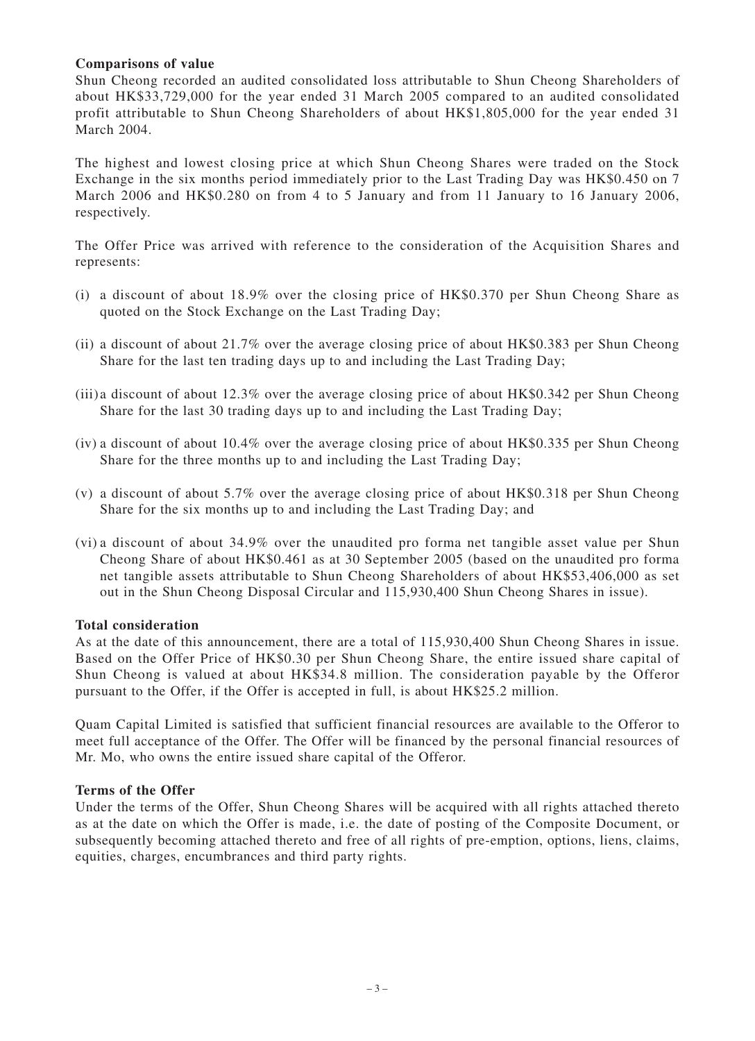**Comparisons of value**

Shun Cheong recorded an audited consolidated loss attributable to Shun Cheong Shareholders of about HK$33,729,000 for the year ended 31 March 2005 compared to an audited consolidated profit attributable to Shun Cheong Shareholders of about HK$1,805,000 for the year ended 31 March 2004.

The highest and lowest closing price at which Shun Cheong Shares were traded on the Stock Exchange in the six months period immediately prior to the Last Trading Day was HK$0.450 on 7 March 2006 and HK$0.280 on from 4 to 5 January and from 11 January to 16 January 2006, respectively.

The Offer Price was arrived with reference to the consideration of the Acquisition Shares and represents:

(i) a discount of about 18.9% over the closing price of HK$0.370 per Shun Cheong Share as quoted on the Stock Exchange on the Last Trading Day;

(ii) a discount of about 21.7% over the average closing price of about HK$0.383 per Shun Cheong Share for the last ten trading days up to and including the Last Trading Day;

(iii) a discount of about 12.3% over the average closing price of about HK$0.342 per Shun Cheong Share for the last 30 trading days up to and including the Last Trading Day;

(iv) a discount of about 10.4% over the average closing price of about HK$0.335 per Shun Cheong Share for the three months up to and including the Last Trading Day;

(v) a discount of about 5.7% over the average closing price of about HK$0.318 per Shun Cheong Share for the six months up to and including the Last Trading Day; and

(vi) a discount of about 34.9% over the unaudited pro forma net tangible asset value per Shun Cheong Share of about HK$0.461 as at 30 September 2005 (based on the unaudited pro forma net tangible assets attributable to Shun Cheong Shareholders of about HK$53,406,000 as set out in the Shun Cheong Disposal Circular and 115,930,400 Shun Cheong Shares in issue).

**Total consideration**

As at the date of this announcement, there are a total of 115,930,400 Shun Cheong Shares in issue. Based on the Offer Price of HK$0.30 per Shun Cheong Share, the entire issued share capital of Shun Cheong is valued at about HK$34.8 million. The consideration payable by the Offeror pursuant to the Offer, if the Offer is accepted in full, is about HK$25.2 million.

Quam Capital Limited is satisfied that sufficient financial resources are available to the Offeror to meet full acceptance of the Offer. The Offer will be financed by the personal financial resources of Mr. Mo, who owns the entire issued share capital of the Offeror.

**Terms of the Offer**

Under the terms of the Offer, Shun Cheong Shares will be acquired with all rights attached thereto as at the date on which the Offer is made, i.e. the date of posting of the Composite Document, or subsequently becoming attached thereto and free of all rights of pre-emption, options, liens, claims, equities, charges, encumbrances and third party rights.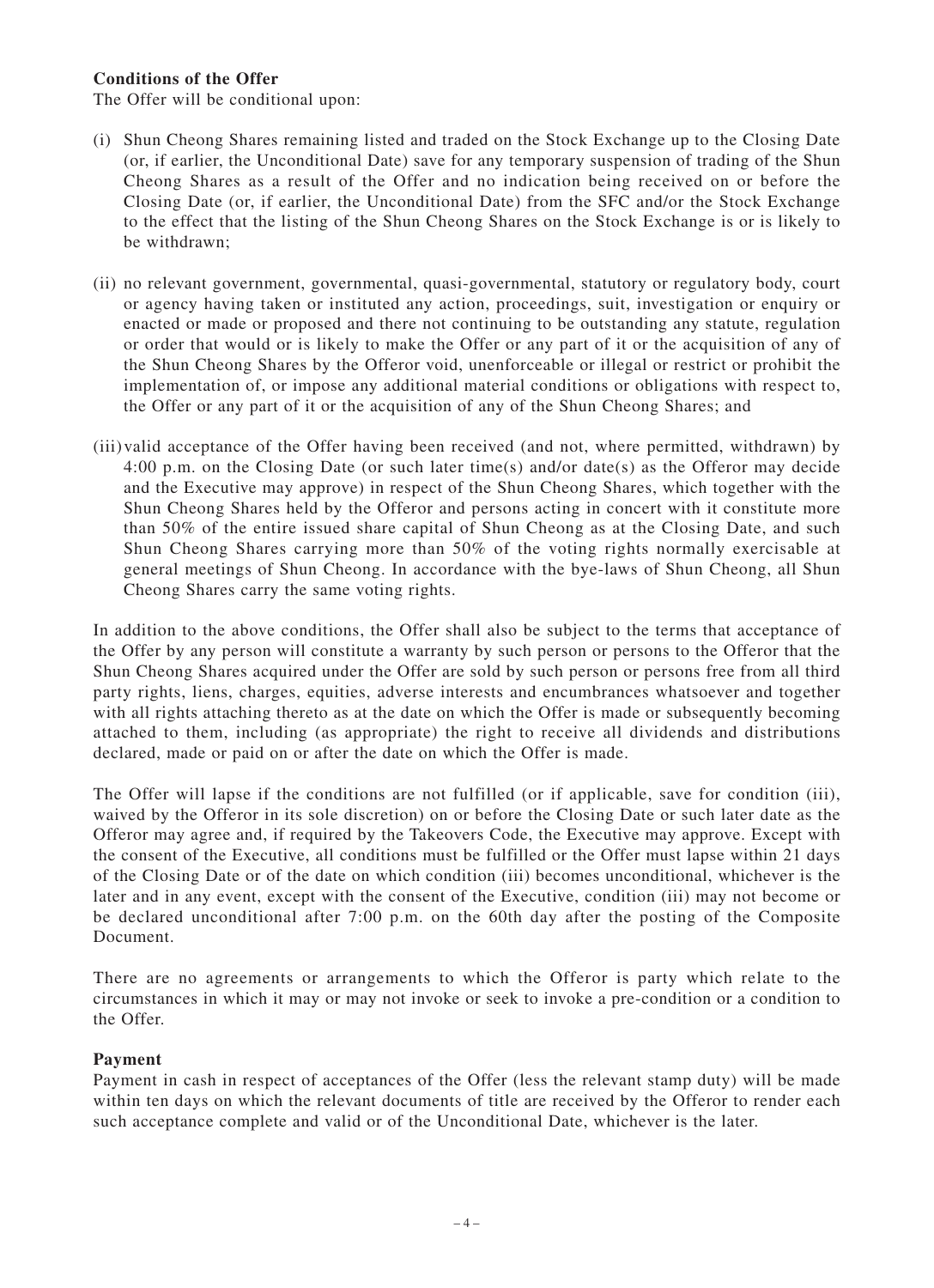**Conditions of the Offer**

The Offer will be conditional upon:

(i) Shun Cheong Shares remaining listed and traded on the Stock Exchange up to the Closing Date (or, if earlier, the Unconditional Date) save for any temporary suspension of trading of the Shun Cheong Shares as a result of the Offer and no indication being received on or before the Closing Date (or, if earlier, the Unconditional Date) from the SFC and/or the Stock Exchange to the effect that the listing of the Shun Cheong Shares on the Stock Exchange is or is likely to be withdrawn;

(ii) no relevant government, governmental, quasi-governmental, statutory or regulatory body, court or agency having taken or instituted any action, proceedings, suit, investigation or enquiry or enacted or made or proposed and there not continuing to be outstanding any statute, regulation or order that would or is likely to make the Offer or any part of it or the acquisition of any of the Shun Cheong Shares by the Offeror void, unenforceable or illegal or restrict or prohibit the implementation of, or impose any additional material conditions or obligations with respect to, the Offer or any part of it or the acquisition of any of the Shun Cheong Shares; and

(iii) valid acceptance of the Offer having been received (and not, where permitted, withdrawn) by 4:00 p.m. on the Closing Date (or such later time(s) and/or date(s) as the Offeror may decide and the Executive may approve) in respect of the Shun Cheong Shares, which together with the Shun Cheong Shares held by the Offeror and persons acting in concert with it constitute more than 50% of the entire issued share capital of Shun Cheong as at the Closing Date, and such Shun Cheong Shares carrying more than 50% of the voting rights normally exercisable at general meetings of Shun Cheong. In accordance with the bye-laws of Shun Cheong, all Shun Cheong Shares carry the same voting rights.

In addition to the above conditions, the Offer shall also be subject to the terms that acceptance of the Offer by any person will constitute a warranty by such person or persons to the Offeror that the Shun Cheong Shares acquired under the Offer are sold by such person or persons free from all third party rights, liens, charges, equities, adverse interests and encumbrances whatsoever and together with all rights attaching thereto as at the date on which the Offer is made or subsequently becoming attached to them, including (as appropriate) the right to receive all dividends and distributions declared, made or paid on or after the date on which the Offer is made.

The Offer will lapse if the conditions are not fulfilled (or if applicable, save for condition (iii), waived by the Offeror in its sole discretion) on or before the Closing Date or such later date as the Offeror may agree and, if required by the Takeovers Code, the Executive may approve. Except with the consent of the Executive, all conditions must be fulfilled or the Offer must lapse within 21 days of the Closing Date or of the date on which condition (iii) becomes unconditional, whichever is the later and in any event, except with the consent of the Executive, condition (iii) may not become or be declared unconditional after 7:00 p.m. on the 60th day after the posting of the Composite Document.

There are no agreements or arrangements to which the Offeror is party which relate to the circumstances in which it may or may not invoke or seek to invoke a pre-condition or a condition to the Offer.

**Payment**

Payment in cash in respect of acceptances of the Offer (less the relevant stamp duty) will be made within ten days on which the relevant documents of title are received by the Offeror to render each such acceptance complete and valid or of the Unconditional Date, whichever is the later.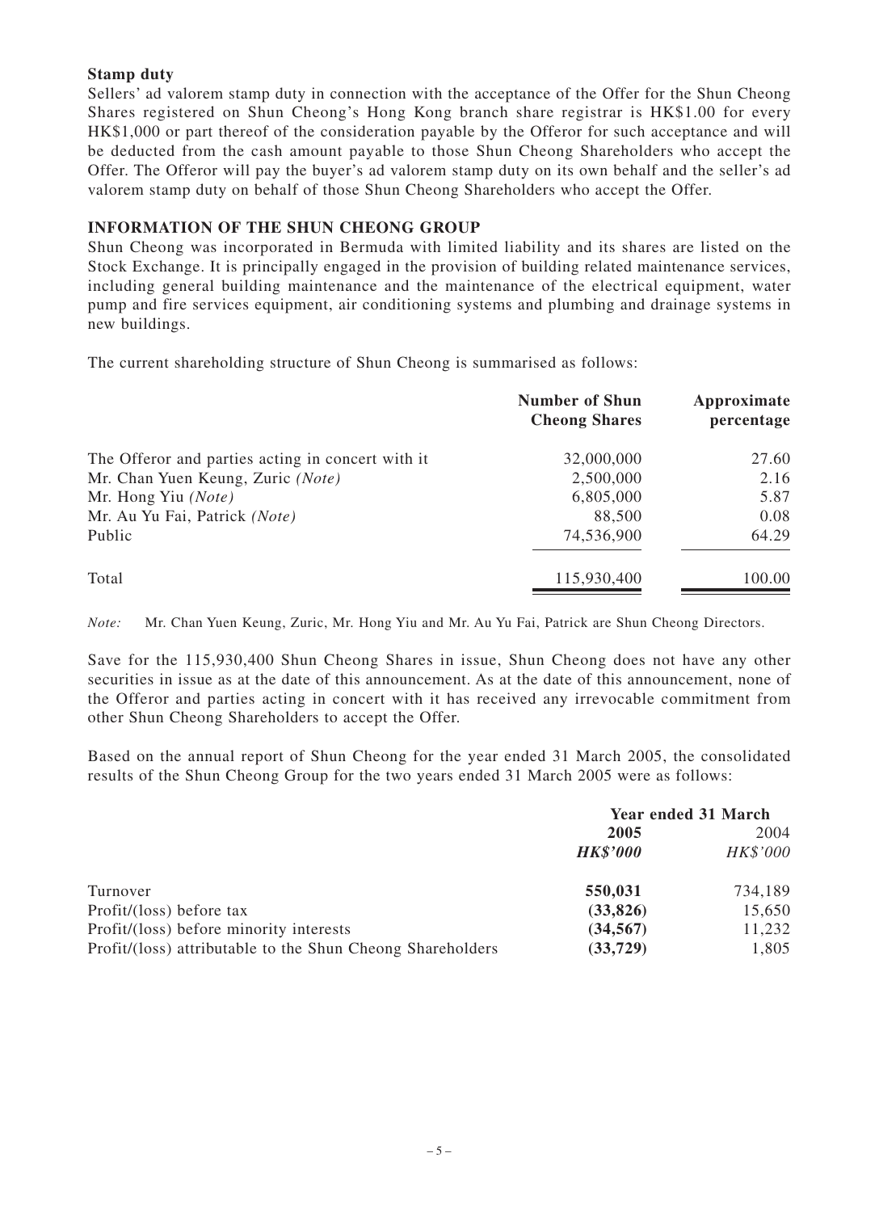**Stamp duty**

Sellers' ad valorem stamp duty in connection with the acceptance of the Offer for the Shun Cheong Shares registered on Shun Cheong's Hong Kong branch share registrar is HK$1.00 for every HK$1,000 or part thereof of the consideration payable by the Offeror for such acceptance and will be deducted from the cash amount payable to those Shun Cheong Shareholders who accept the Offer. The Offeror will pay the buyer's ad valorem stamp duty on its own behalf and the seller's ad valorem stamp duty on behalf of those Shun Cheong Shareholders who accept the Offer.

**INFORMATION OF THE SHUN CHEONG GROUP**

Shun Cheong was incorporated in Bermuda with limited liability and its shares are listed on the Stock Exchange. It is principally engaged in the provision of building related maintenance services, including general building maintenance and the maintenance of the electrical equipment, water pump and fire services equipment, air conditioning systems and plumbing and drainage systems in new buildings.

The current shareholding structure of Shun Cheong is summarised as follows:

| | **Number of Shun Cheong Shares** | **Approximate percentage** |
|---|---|---|
| The Offeror and parties acting in concert with it | 32,000,000 | 27.60 |
| Mr. Chan Yuen Keung, Zuric *(Note)* | 2,500,000 | 2.16 |
| Mr. Hong Yiu *(Note)* | 6,805,000 | 5.87 |
| Mr. Au Yu Fai, Patrick *(Note)* | 88,500 | 0.08 |
| Public | 74,536,900 | 64.29 |
| Total | 115,930,400 | 100.00 |

*Note:* Mr. Chan Yuen Keung, Zuric, Mr. Hong Yiu and Mr. Au Yu Fai, Patrick are Shun Cheong Directors.

Save for the 115,930,400 Shun Cheong Shares in issue, Shun Cheong does not have any other securities in issue as at the date of this announcement. As at the date of this announcement, none of the Offeror and parties acting in concert with it has received any irrevocable commitment from other Shun Cheong Shareholders to accept the Offer.

Based on the annual report of Shun Cheong for the year ended 31 March 2005, the consolidated results of the Shun Cheong Group for the two years ended 31 March 2005 were as follows:

| | **Year ended 31 March** | |
|---|---|---|
| | **2005** | 2004 |
| | ***HK$'000*** | *HK$'000* |
| Turnover | **550,031** | 734,189 |
| Profit/(loss) before tax | **(33,826)** | 15,650 |
| Profit/(loss) before minority interests | **(34,567)** | 11,232 |
| Profit/(loss) attributable to the Shun Cheong Shareholders | **(33,729)** | 1,805 |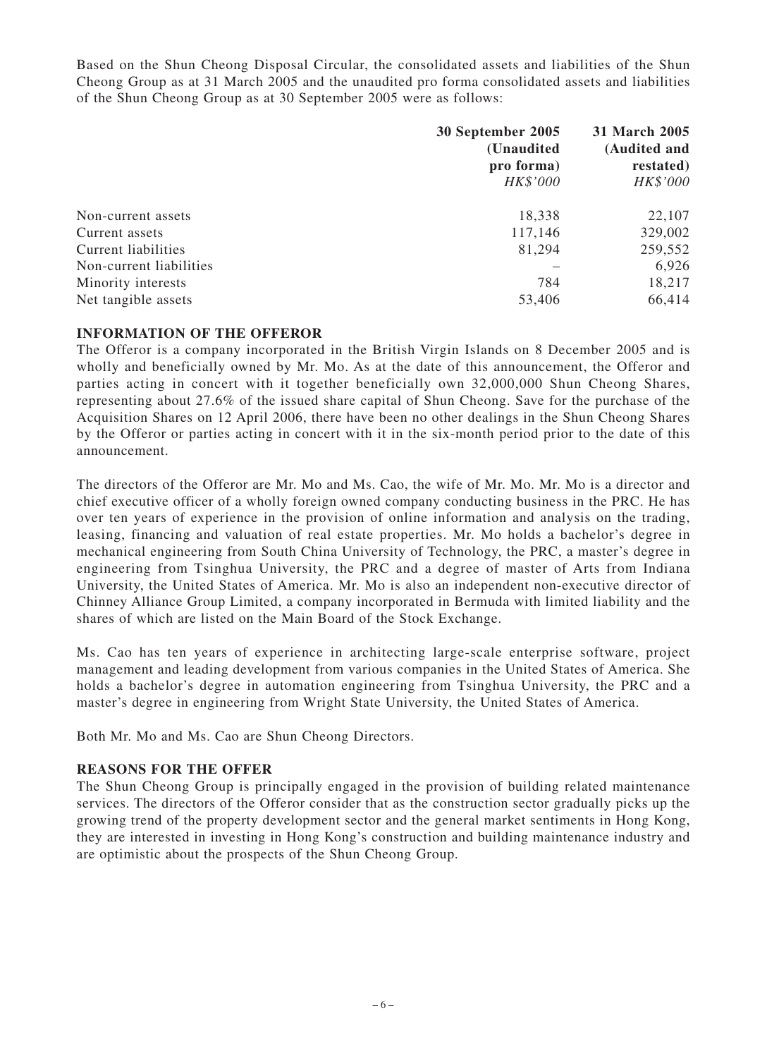Based on the Shun Cheong Disposal Circular, the consolidated assets and liabilities of the Shun Cheong Group as at 31 March 2005 and the unaudited pro forma consolidated assets and liabilities of the Shun Cheong Group as at 30 September 2005 were as follows:

| | **30 September 2005** **(Unaudited pro forma)** *HK$'000* | **31 March 2005** **(Audited and restated)** *HK$'000* |
|---|---|---|
| Non-current assets | 18,338 | 22,107 |
| Current assets | 117,146 | 329,002 |
| Current liabilities | 81,294 | 259,552 |
| Non-current liabilities | – | 6,926 |
| Minority interests | 784 | 18,217 |
| Net tangible assets | 53,406 | 66,414 |

**INFORMATION OF THE OFFEROR**

The Offeror is a company incorporated in the British Virgin Islands on 8 December 2005 and is wholly and beneficially owned by Mr. Mo. As at the date of this announcement, the Offeror and parties acting in concert with it together beneficially own 32,000,000 Shun Cheong Shares, representing about 27.6% of the issued share capital of Shun Cheong. Save for the purchase of the Acquisition Shares on 12 April 2006, there have been no other dealings in the Shun Cheong Shares by the Offeror or parties acting in concert with it in the six-month period prior to the date of this announcement.

The directors of the Offeror are Mr. Mo and Ms. Cao, the wife of Mr. Mo. Mr. Mo is a director and chief executive officer of a wholly foreign owned company conducting business in the PRC. He has over ten years of experience in the provision of online information and analysis on the trading, leasing, financing and valuation of real estate properties. Mr. Mo holds a bachelor's degree in mechanical engineering from South China University of Technology, the PRC, a master's degree in engineering from Tsinghua University, the PRC and a degree of master of Arts from Indiana University, the United States of America. Mr. Mo is also an independent non-executive director of Chinney Alliance Group Limited, a company incorporated in Bermuda with limited liability and the shares of which are listed on the Main Board of the Stock Exchange.

Ms. Cao has ten years of experience in architecting large-scale enterprise software, project management and leading development from various companies in the United States of America. She holds a bachelor's degree in automation engineering from Tsinghua University, the PRC and a master's degree in engineering from Wright State University, the United States of America.

Both Mr. Mo and Ms. Cao are Shun Cheong Directors.

**REASONS FOR THE OFFER**

The Shun Cheong Group is principally engaged in the provision of building related maintenance services. The directors of the Offeror consider that as the construction sector gradually picks up the growing trend of the property development sector and the general market sentiments in Hong Kong, they are interested in investing in Hong Kong's construction and building maintenance industry and are optimistic about the prospects of the Shun Cheong Group.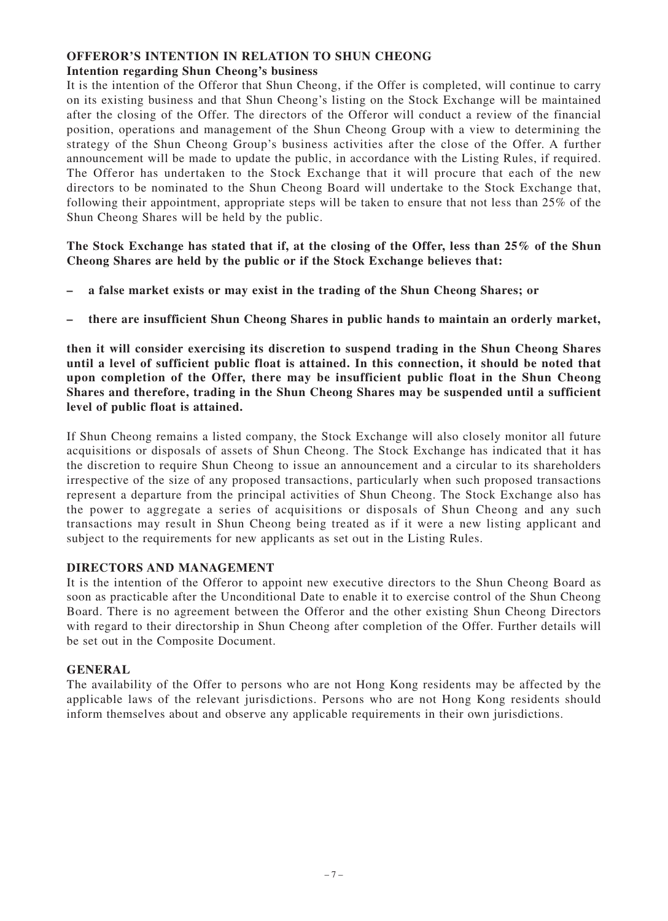## OFFEROR'S INTENTION IN RELATION TO SHUN CHEONG

### Intention regarding Shun Cheong's business

It is the intention of the Offeror that Shun Cheong, if the Offer is completed, will continue to carry on its existing business and that Shun Cheong's listing on the Stock Exchange will be maintained after the closing of the Offer. The directors of the Offeror will conduct a review of the financial position, operations and management of the Shun Cheong Group with a view to determining the strategy of the Shun Cheong Group's business activities after the close of the Offer. A further announcement will be made to update the public, in accordance with the Listing Rules, if required. The Offeror has undertaken to the Stock Exchange that it will procure that each of the new directors to be nominated to the Shun Cheong Board will undertake to the Stock Exchange that, following their appointment, appropriate steps will be taken to ensure that not less than 25% of the Shun Cheong Shares will be held by the public.

**The Stock Exchange has stated that if, at the closing of the Offer, less than 25% of the Shun Cheong Shares are held by the public or if the Stock Exchange believes that:**

- **a false market exists or may exist in the trading of the Shun Cheong Shares; or**
- **there are insufficient Shun Cheong Shares in public hands to maintain an orderly market,**

**then it will consider exercising its discretion to suspend trading in the Shun Cheong Shares until a level of sufficient public float is attained. In this connection, it should be noted that upon completion of the Offer, there may be insufficient public float in the Shun Cheong Shares and therefore, trading in the Shun Cheong Shares may be suspended until a sufficient level of public float is attained.**

If Shun Cheong remains a listed company, the Stock Exchange will also closely monitor all future acquisitions or disposals of assets of Shun Cheong. The Stock Exchange has indicated that it has the discretion to require Shun Cheong to issue an announcement and a circular to its shareholders irrespective of the size of any proposed transactions, particularly when such proposed transactions represent a departure from the principal activities of Shun Cheong. The Stock Exchange also has the power to aggregate a series of acquisitions or disposals of Shun Cheong and any such transactions may result in Shun Cheong being treated as if it were a new listing applicant and subject to the requirements for new applicants as set out in the Listing Rules.

## DIRECTORS AND MANAGEMENT

It is the intention of the Offeror to appoint new executive directors to the Shun Cheong Board as soon as practicable after the Unconditional Date to enable it to exercise control of the Shun Cheong Board. There is no agreement between the Offeror and the other existing Shun Cheong Directors with regard to their directorship in Shun Cheong after completion of the Offer. Further details will be set out in the Composite Document.

## GENERAL

The availability of the Offer to persons who are not Hong Kong residents may be affected by the applicable laws of the relevant jurisdictions. Persons who are not Hong Kong residents should inform themselves about and observe any applicable requirements in their own jurisdictions.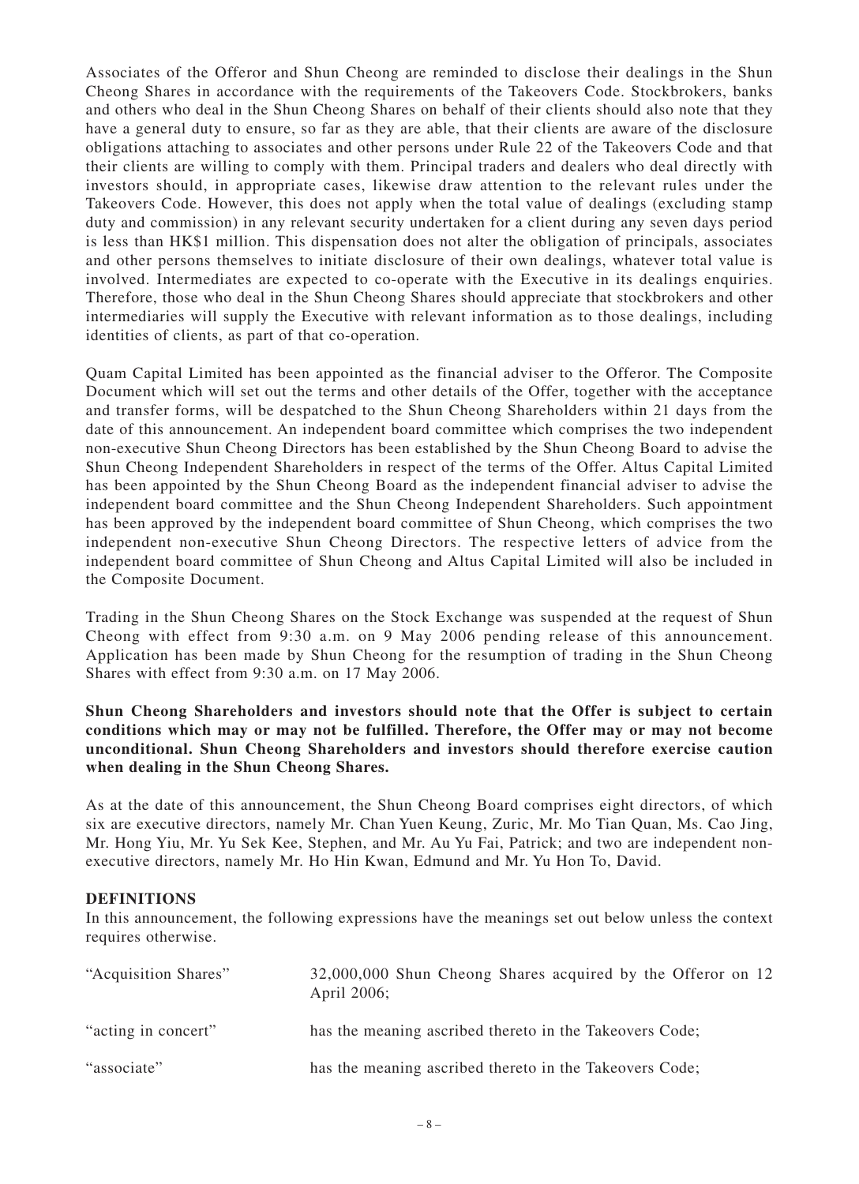Associates of the Offeror and Shun Cheong are reminded to disclose their dealings in the Shun Cheong Shares in accordance with the requirements of the Takeovers Code. Stockbrokers, banks and others who deal in the Shun Cheong Shares on behalf of their clients should also note that they have a general duty to ensure, so far as they are able, that their clients are aware of the disclosure obligations attaching to associates and other persons under Rule 22 of the Takeovers Code and that their clients are willing to comply with them. Principal traders and dealers who deal directly with investors should, in appropriate cases, likewise draw attention to the relevant rules under the Takeovers Code. However, this does not apply when the total value of dealings (excluding stamp duty and commission) in any relevant security undertaken for a client during any seven days period is less than HK$1 million. This dispensation does not alter the obligation of principals, associates and other persons themselves to initiate disclosure of their own dealings, whatever total value is involved. Intermediates are expected to co-operate with the Executive in its dealings enquiries. Therefore, those who deal in the Shun Cheong Shares should appreciate that stockbrokers and other intermediaries will supply the Executive with relevant information as to those dealings, including identities of clients, as part of that co-operation.

Quam Capital Limited has been appointed as the financial adviser to the Offeror. The Composite Document which will set out the terms and other details of the Offer, together with the acceptance and transfer forms, will be despatched to the Shun Cheong Shareholders within 21 days from the date of this announcement. An independent board committee which comprises the two independent non-executive Shun Cheong Directors has been established by the Shun Cheong Board to advise the Shun Cheong Independent Shareholders in respect of the terms of the Offer. Altus Capital Limited has been appointed by the Shun Cheong Board as the independent financial adviser to advise the independent board committee and the Shun Cheong Independent Shareholders. Such appointment has been approved by the independent board committee of Shun Cheong, which comprises the two independent non-executive Shun Cheong Directors. The respective letters of advice from the independent board committee of Shun Cheong and Altus Capital Limited will also be included in the Composite Document.

Trading in the Shun Cheong Shares on the Stock Exchange was suspended at the request of Shun Cheong with effect from 9:30 a.m. on 9 May 2006 pending release of this announcement. Application has been made by Shun Cheong for the resumption of trading in the Shun Cheong Shares with effect from 9:30 a.m. on 17 May 2006.

**Shun Cheong Shareholders and investors should note that the Offer is subject to certain conditions which may or may not be fulfilled. Therefore, the Offer may or may not become unconditional. Shun Cheong Shareholders and investors should therefore exercise caution when dealing in the Shun Cheong Shares.**

As at the date of this announcement, the Shun Cheong Board comprises eight directors, of which six are executive directors, namely Mr. Chan Yuen Keung, Zuric, Mr. Mo Tian Quan, Ms. Cao Jing, Mr. Hong Yiu, Mr. Yu Sek Kee, Stephen, and Mr. Au Yu Fai, Patrick; and two are independent non-executive directors, namely Mr. Ho Hin Kwan, Edmund and Mr. Yu Hon To, David.

## DEFINITIONS

In this announcement, the following expressions have the meanings set out below unless the context requires otherwise.

| | |
|---|---|
| "Acquisition Shares" | 32,000,000 Shun Cheong Shares acquired by the Offeror on 12 April 2006; |
| "acting in concert" | has the meaning ascribed thereto in the Takeovers Code; |
| "associate" | has the meaning ascribed thereto in the Takeovers Code; |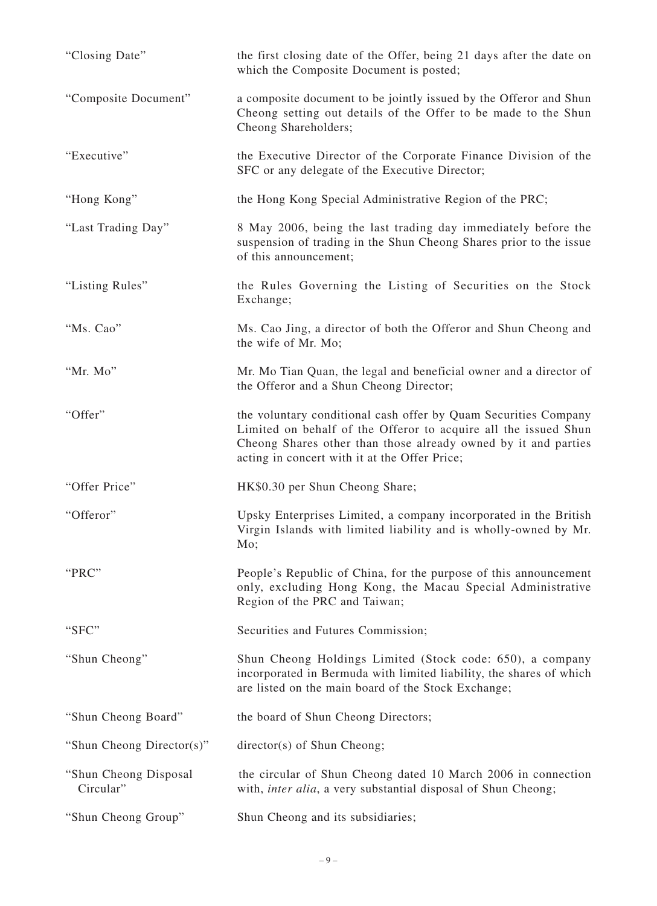| | |
|---|---|
| "Closing Date" | the first closing date of the Offer, being 21 days after the date on which the Composite Document is posted; |
| "Composite Document" | a composite document to be jointly issued by the Offeror and Shun Cheong setting out details of the Offer to be made to the Shun Cheong Shareholders; |
| "Executive" | the Executive Director of the Corporate Finance Division of the SFC or any delegate of the Executive Director; |
| "Hong Kong" | the Hong Kong Special Administrative Region of the PRC; |
| "Last Trading Day" | 8 May 2006, being the last trading day immediately before the suspension of trading in the Shun Cheong Shares prior to the issue of this announcement; |
| "Listing Rules" | the Rules Governing the Listing of Securities on the Stock Exchange; |
| "Ms. Cao" | Ms. Cao Jing, a director of both the Offeror and Shun Cheong and the wife of Mr. Mo; |
| "Mr. Mo" | Mr. Mo Tian Quan, the legal and beneficial owner and a director of the Offeror and a Shun Cheong Director; |
| "Offer" | the voluntary conditional cash offer by Quam Securities Company Limited on behalf of the Offeror to acquire all the issued Shun Cheong Shares other than those already owned by it and parties acting in concert with it at the Offer Price; |
| "Offer Price" | HK$0.30 per Shun Cheong Share; |
| "Offeror" | Upsky Enterprises Limited, a company incorporated in the British Virgin Islands with limited liability and is wholly-owned by Mr. Mo; |
| "PRC" | People's Republic of China, for the purpose of this announcement only, excluding Hong Kong, the Macau Special Administrative Region of the PRC and Taiwan; |
| "SFC" | Securities and Futures Commission; |
| "Shun Cheong" | Shun Cheong Holdings Limited (Stock code: 650), a company incorporated in Bermuda with limited liability, the shares of which are listed on the main board of the Stock Exchange; |
| "Shun Cheong Board" | the board of Shun Cheong Directors; |
| "Shun Cheong Director(s)" | director(s) of Shun Cheong; |
| "Shun Cheong Disposal Circular" | the circular of Shun Cheong dated 10 March 2006 in connection with, *inter alia*, a very substantial disposal of Shun Cheong; |
| "Shun Cheong Group" | Shun Cheong and its subsidiaries; |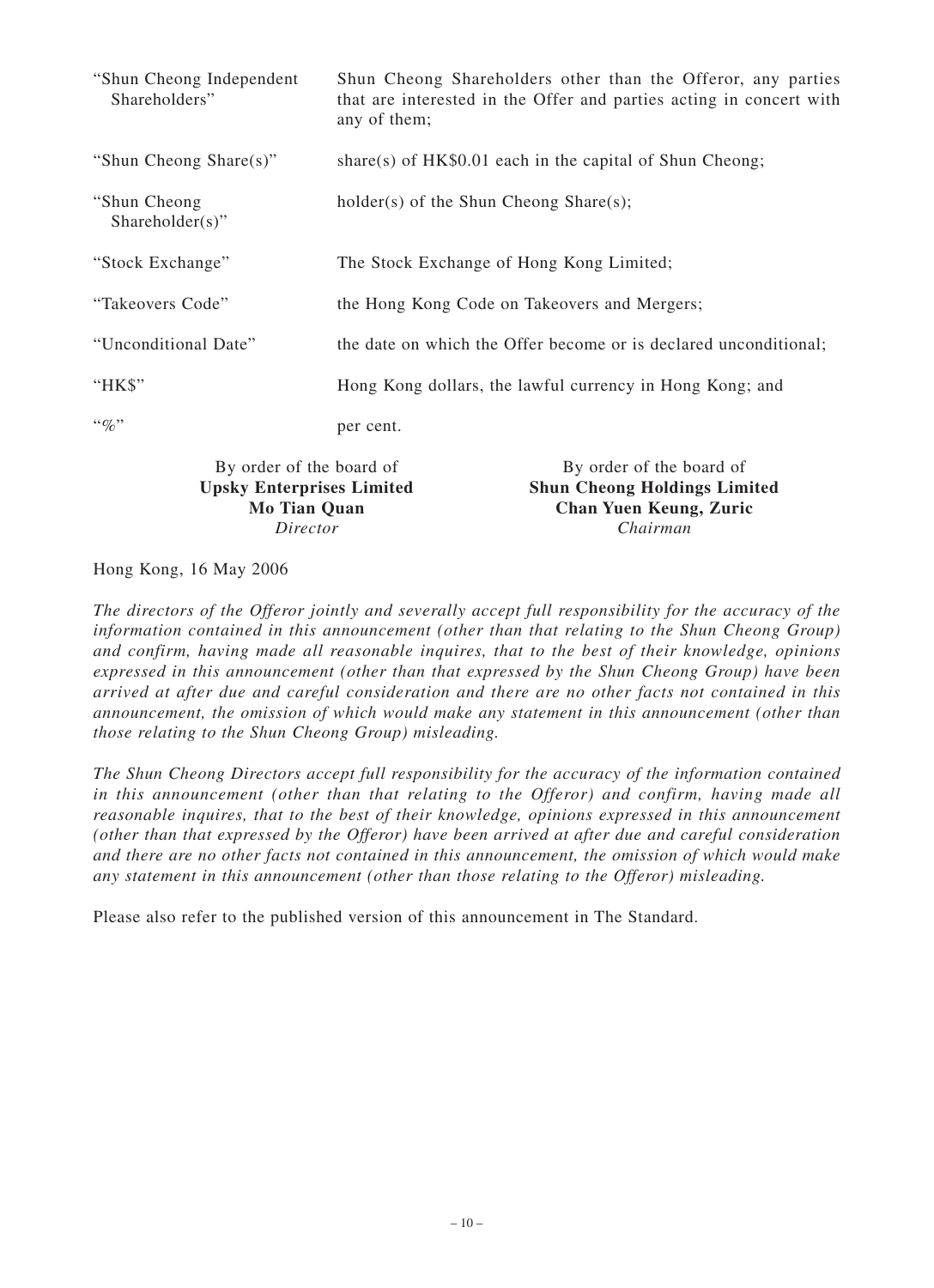| | |
|---|---|
| "Shun Cheong Independent Shareholders" | Shun Cheong Shareholders other than the Offeror, any parties that are interested in the Offer and parties acting in concert with any of them; |
| "Shun Cheong Share(s)" | share(s) of HK$0.01 each in the capital of Shun Cheong; |
| "Shun Cheong Shareholder(s)" | holder(s) of the Shun Cheong Share(s); |
| "Stock Exchange" | The Stock Exchange of Hong Kong Limited; |
| "Takeovers Code" | the Hong Kong Code on Takeovers and Mergers; |
| "Unconditional Date" | the date on which the Offer become or is declared unconditional; |
| "HK$" | Hong Kong dollars, the lawful currency in Hong Kong; and |
| "%" | per cent. |

By order of the board of
**Upsky Enterprises Limited**
**Mo Tian Quan**
*Director*

By order of the board of
**Shun Cheong Holdings Limited**
**Chan Yuen Keung, Zuric**
*Chairman*

Hong Kong, 16 May 2006

*The directors of the Offeror jointly and severally accept full responsibility for the accuracy of the information contained in this announcement (other than that relating to the Shun Cheong Group) and confirm, having made all reasonable inquires, that to the best of their knowledge, opinions expressed in this announcement (other than that expressed by the Shun Cheong Group) have been arrived at after due and careful consideration and there are no other facts not contained in this announcement, the omission of which would make any statement in this announcement (other than those relating to the Shun Cheong Group) misleading.*

*The Shun Cheong Directors accept full responsibility for the accuracy of the information contained in this announcement (other than that relating to the Offeror) and confirm, having made all reasonable inquires, that to the best of their knowledge, opinions expressed in this announcement (other than that expressed by the Offeror) have been arrived at after due and careful consideration and there are no other facts not contained in this announcement, the omission of which would make any statement in this announcement (other than those relating to the Offeror) misleading.*

Please also refer to the published version of this announcement in The Standard.